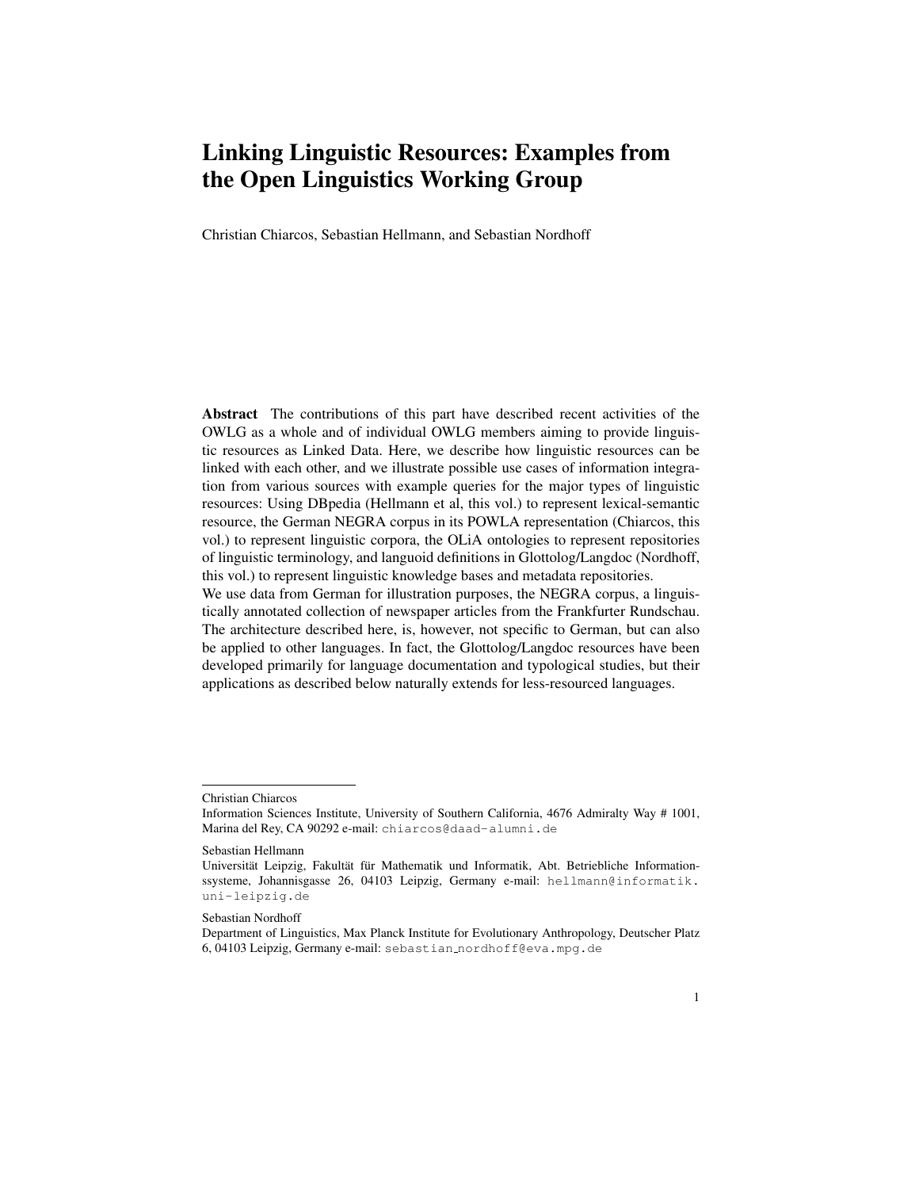# Linking Linguistic Resources: Examples from the Open Linguistics Working Group

Christian Chiarcos, Sebastian Hellmann, and Sebastian Nordhoff

**Abstract** The contributions of this part have described recent activities of the OWLG as a whole and of individual OWLG members aiming to provide linguistic resources as Linked Data. Here, we describe how linguistic resources can be linked with each other, and we illustrate possible use cases of information integration from various sources with example queries for the major types of linguistic resources: Using DBpedia (Hellmann et al, this vol.) to represent lexical-semantic resource, the German NEGRA corpus in its POWLA representation (Chiarcos, this vol.) to represent linguistic corpora, the OLiA ontologies to represent repositories of linguistic terminology, and languoid definitions in Glottolog/Langdoc (Nordhoff, this vol.) to represent linguistic knowledge bases and metadata repositories.
We use data from German for illustration purposes, the NEGRA corpus, a linguistically annotated collection of newspaper articles from the Frankfurter Rundschau. The architecture described here, is, however, not specific to German, but can also be applied to other languages. In fact, the Glottolog/Langdoc resources have been developed primarily for language documentation and typological studies, but their applications as described below naturally extends for less-resourced languages.

---

Christian Chiarcos
Information Sciences Institute, University of Southern California, 4676 Admiralty Way # 1001, Marina del Rey, CA 90292 e-mail: chiarcos@daad-alumni.de

Sebastian Hellmann
Universität Leipzig, Fakultät für Mathematik und Informatik, Abt. Betriebliche Informationssysteme, Johannisgasse 26, 04103 Leipzig, Germany e-mail: hellmann@informatik.uni-leipzig.de

Sebastian Nordhoff
Department of Linguistics, Max Planck Institute for Evolutionary Anthropology, Deutscher Platz 6, 04103 Leipzig, Germany e-mail: sebastian_nordhoff@eva.mpg.de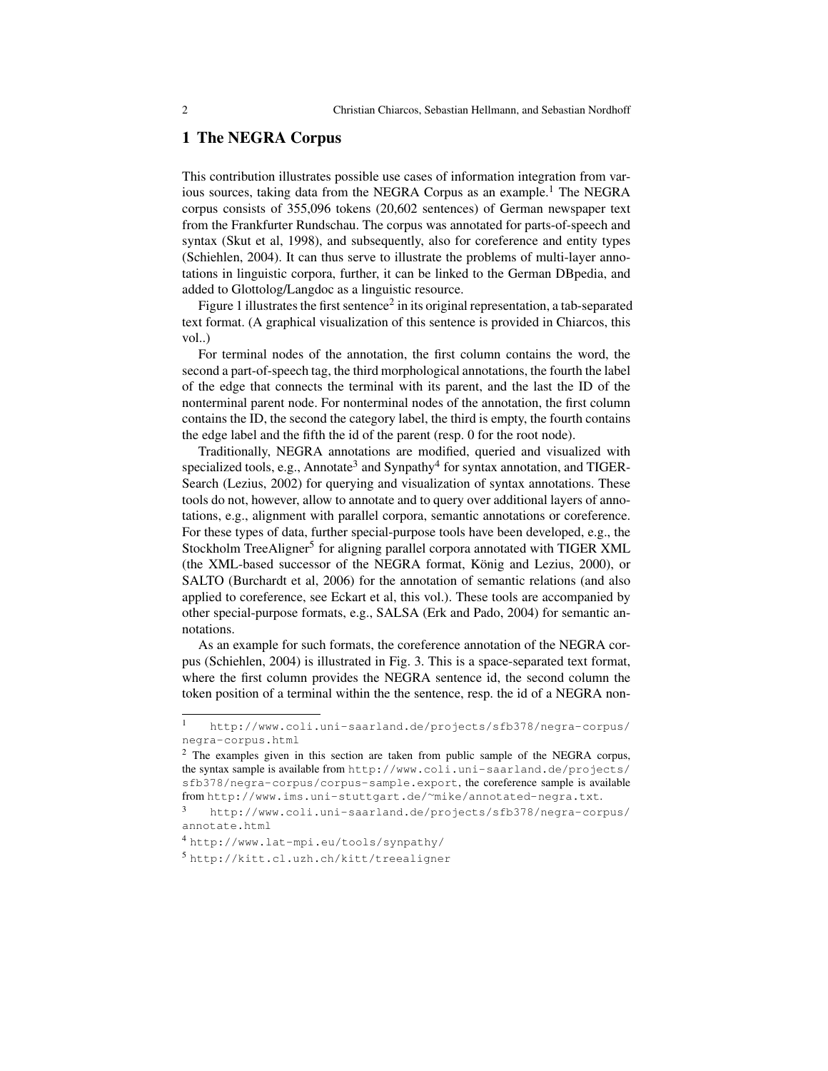# 1 The NEGRA Corpus

This contribution illustrates possible use cases of information integration from various sources, taking data from the NEGRA Corpus as an example.[1] The NEGRA corpus consists of 355,096 tokens (20,602 sentences) of German newspaper text from the Frankfurter Rundschau. The corpus was annotated for parts-of-speech and syntax (Skut et al, 1998), and subsequently, also for coreference and entity types (Schiehlen, 2004). It can thus serve to illustrate the problems of multi-layer annotations in linguistic corpora, further, it can be linked to the German DBpedia, and added to Glottolog/Langdoc as a linguistic resource.

Figure 1 illustrates the first sentence[2] in its original representation, a tab-separated text format. (A graphical visualization of this sentence is provided in Chiarcos, this vol..)

For terminal nodes of the annotation, the first column contains the word, the second a part-of-speech tag, the third morphological annotations, the fourth the label of the edge that connects the terminal with its parent, and the last the ID of the nonterminal parent node. For nonterminal nodes of the annotation, the first column contains the ID, the second the category label, the third is empty, the fourth contains the edge label and the fifth the id of the parent (resp. 0 for the root node).

Traditionally, NEGRA annotations are modified, queried and visualized with specialized tools, e.g., Annotate[3] and Synpathy[4] for syntax annotation, and TIGERSearch (Lezius, 2002) for querying and visualization of syntax annotations. These tools do not, however, allow to annotate and to query over additional layers of annotations, e.g., alignment with parallel corpora, semantic annotations or coreference. For these types of data, further special-purpose tools have been developed, e.g., the Stockholm TreeAligner[5] for aligning parallel corpora annotated with TIGER XML (the XML-based successor of the NEGRA format, König and Lezius, 2000), or SALTO (Burchardt et al, 2006) for the annotation of semantic relations (and also applied to coreference, see Eckart et al, this vol.). These tools are accompanied by other special-purpose formats, e.g., SALSA (Erk and Pado, 2004) for semantic annotations.

As an example for such formats, the coreference annotation of the NEGRA corpus (Schiehlen, 2004) is illustrated in Fig. 3. This is a space-separated text format, where the first column provides the NEGRA sentence id, the second column the token position of a terminal within the the sentence, resp. the id of a NEGRA non-

---

[1] http://www.coli.uni-saarland.de/projects/sfb378/negra-corpus/negra-corpus.html

[2] The examples given in this section are taken from public sample of the NEGRA corpus, the syntax sample is available from http://www.coli.uni-saarland.de/projects/sfb378/negra-corpus/corpus-sample.export, the coreference sample is available from http://www.ims.uni-stuttgart.de/~mike/annotated-negra.txt.

[3] http://www.coli.uni-saarland.de/projects/sfb378/negra-corpus/annotate.html

[4] http://www.lat-mpi.eu/tools/synpathy/

[5] http://kitt.cl.uzh.ch/kitt/treealigner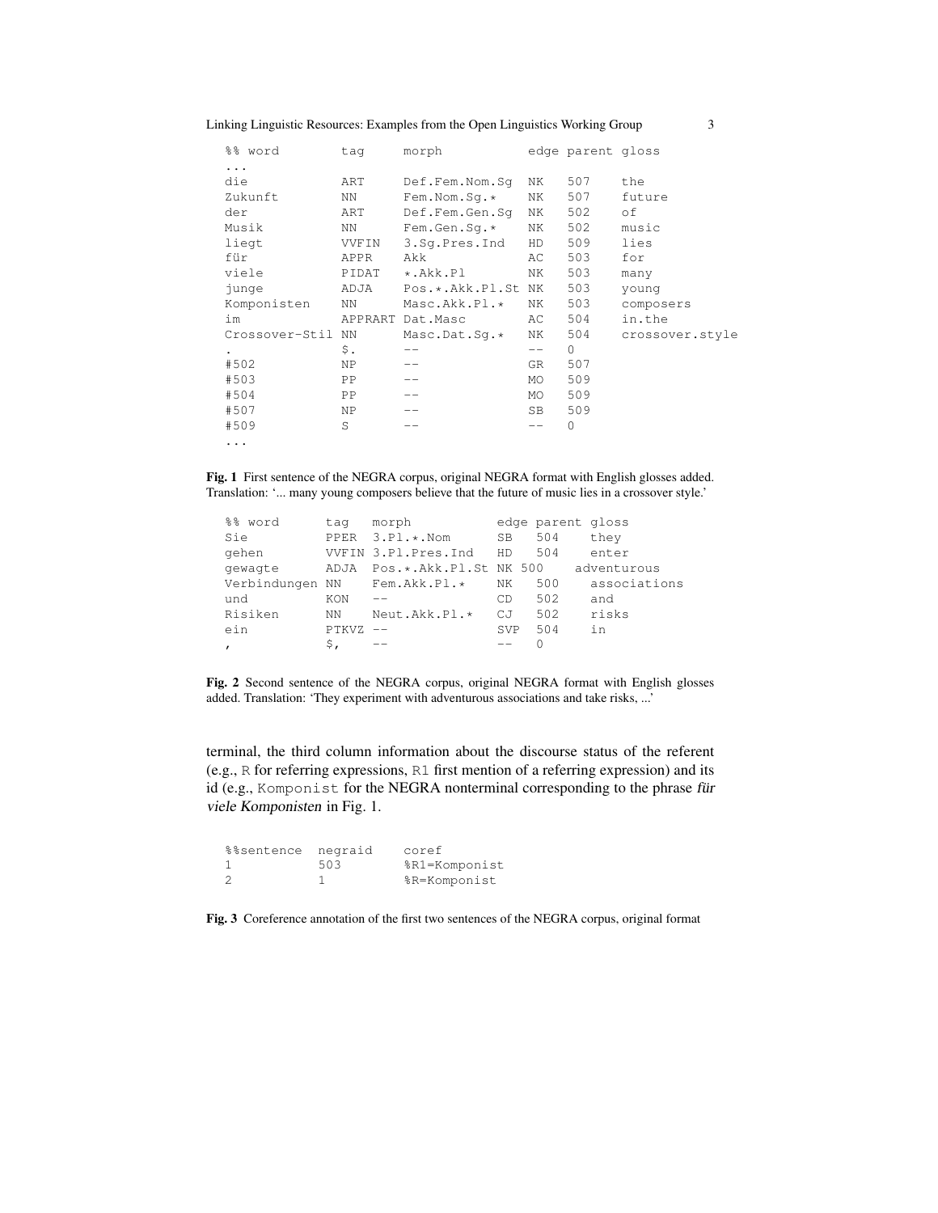```
%% word        tag     morph           edge parent gloss
...
die            ART     Def.Fem.Nom.Sg  NK   507    the
Zukunft        NN      Fem.Nom.Sg.*    NK   507    future
der            ART     Def.Fem.Gen.Sg  NK   502    of
Musik          NN      Fem.Gen.Sg.*    NK   502    music
liegt          VVFIN   3.Sg.Pres.Ind   HD   509    lies
für            APPR    Akk             AC   503    for
viele          PIDAT   *.Akk.Pl        NK   503    many
junge          ADJA    Pos.*.Akk.Pl.St NK   503    young
Komponisten    NN      Masc.Akk.Pl.*   NK   503    composers
im             APPRART Dat.Masc        AC   504    in.the
Crossover-Stil NN      Masc.Dat.Sg.*   NK   504    crossover.style
.              $.      --              --   0
#502           NP      --              GR   507
#503           PP      --              MO   509
#504           PP      --              MO   509
#507           NP      --              SB   509
#509           S       --              --   0
...
```

**Fig. 1** First sentence of the NEGRA corpus, original NEGRA format with English glosses added. Translation: '... many young composers believe that the future of music lies in a crossover style.'

```
%% word       tag   morph           edge parent gloss
Sie           PPER  3.Pl.*.Nom      SB   504    they
gehen         VVFIN 3.Pl.Pres.Ind   HD   504    enter
gewagte       ADJA  Pos.*.Akk.Pl.St NK 500    adventurous
Verbindungen  NN    Fem.Akk.Pl.*    NK   500    associations
und           KON   --              CD   502    and
Risiken       NN    Neut.Akk.Pl.*   CJ   502    risks
ein           PTKVZ --              SVP  504    in
,             $,    --              --   0
```

**Fig. 2** Second sentence of the NEGRA corpus, original NEGRA format with English glosses added. Translation: 'They experiment with adventurous associations and take risks, ...'

terminal, the third column information about the discourse status of the referent (e.g., R for referring expressions, R1 first mention of a referring expression) and its id (e.g., Komponist for the NEGRA nonterminal corresponding to the phrase *für viele Komponisten* in Fig. 1.

```
%%sentence  negraid   coref
1           503       %R1=Komponist
2           1         %R=Komponist
```

**Fig. 3** Coreference annotation of the first two sentences of the NEGRA corpus, original format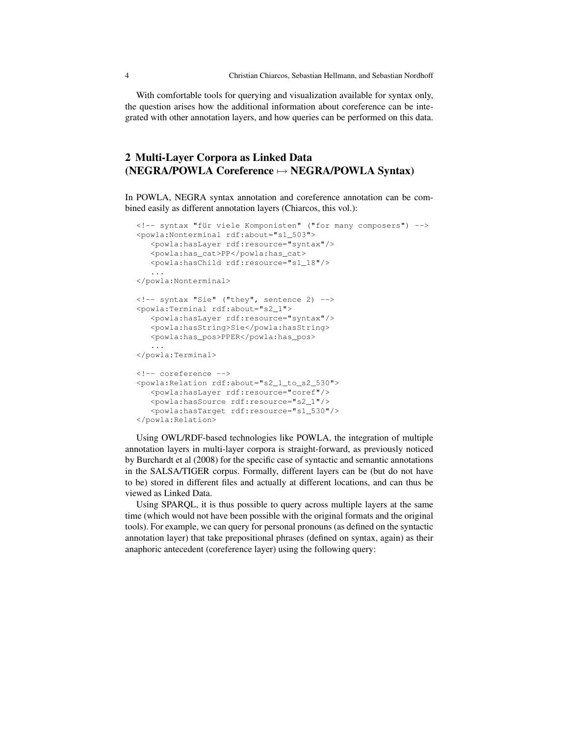With comfortable tools for querying and visualization available for syntax only, the question arises how the additional information about coreference can be integrated with other annotation layers, and how queries can be performed on this data.

## 2 Multi-Layer Corpora as Linked Data (NEGRA/POWLA Coreference ↦ NEGRA/POWLA Syntax)

In POWLA, NEGRA syntax annotation and coreference annotation can be combined easily as different annotation layers (Chiarcos, this vol.):

```
<!-- syntax "für viele Komponisten" ("for many composers") -->
<powla:Nonterminal rdf:about="s1_503">
   <powla:hasLayer rdf:resource="syntax"/>
   <powla:has_cat>PP</powla:has_cat>
   <powla:hasChild rdf:resource="s1_18"/>
   ...
</powla:Nonterminal>

<!-- syntax "Sie" ("they", sentence 2) -->
<powla:Terminal rdf:about="s2_1">
   <powla:hasLayer rdf:resource="syntax"/>
   <powla:hasString>Sie</powla:hasString>
   <powla:has_pos>PPER</powla:has_pos>
   ...
</powla:Terminal>

<!-- coreference -->
<powla:Relation rdf:about="s2_1_to_s2_530">
   <powla:hasLayer rdf:resource="coref"/>
   <powla:hasSource rdf:resource="s2_1"/>
   <powla:hasTarget rdf:resource="s1_530"/>
</powla:Relation>
```

Using OWL/RDF-based technologies like POWLA, the integration of multiple annotation layers in multi-layer corpora is straight-forward, as previously noticed by Burchardt et al (2008) for the specific case of syntactic and semantic annotations in the SALSA/TIGER corpus. Formally, different layers can be (but do not have to be) stored in different files and actually at different locations, and can thus be viewed as Linked Data.

Using SPARQL, it is thus possible to query across multiple layers at the same time (which would not have been possible with the original formats and the original tools). For example, we can query for personal pronouns (as defined on the syntactic annotation layer) that take prepositional phrases (defined on syntax, again) as their anaphoric antecedent (coreference layer) using the following query: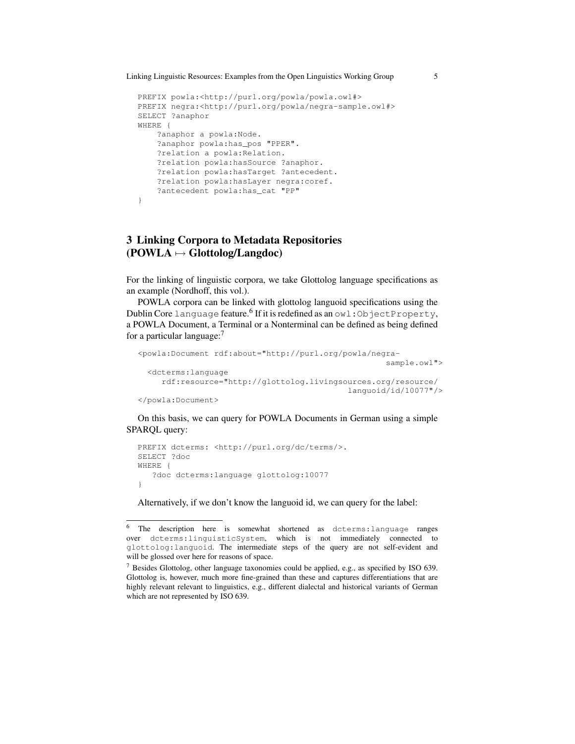```
PREFIX powla:<http://purl.org/powla/powla.owl#>
PREFIX negra:<http://purl.org/powla/negra-sample.owl#>
SELECT ?anaphor
WHERE {
    ?anaphor a powla:Node.
    ?anaphor powla:has_pos "PPER".
    ?relation a powla:Relation.
    ?relation powla:hasSource ?anaphor.
    ?relation powla:hasTarget ?antecedent.
    ?relation powla:hasLayer negra:coref.
    ?antecedent powla:has_cat "PP"
}
```

## 3 Linking Corpora to Metadata Repositories (POWLA $\mapsto$ Glottolog/Langdoc)

For the linking of linguistic corpora, we take Glottolog language specifications as an example (Nordhoff, this vol.).

POWLA corpora can be linked with glottolog languoid specifications using the Dublin Core `language` feature.[6] If it is redefined as an `owl:ObjectProperty`, a POWLA Document, a Terminal or a Nonterminal can be defined as being defined for a particular language:[7]

```
<powla:Document rdf:about="http://purl.org/powla/negra-
                                                    sample.owl">
  <dcterms:language
     rdf:resource="http://glottolog.livingsources.org/resource/
                                              languoid/id/10077"/>
</powla:Document>
```

On this basis, we can query for POWLA Documents in German using a simple SPARQL query:

```
PREFIX dcterms: <http://purl.org/dc/terms/>.
SELECT ?doc
WHERE {
   ?doc dcterms:language glottolog:10077
}
```

Alternatively, if we don't know the languoid id, we can query for the label:

---

[6] The description here is somewhat shortened as `dcterms:language` ranges over `dcterms:linguisticSystem`, which is not immediately connected to `glottolog:languoid`. The intermediate steps of the query are not self-evident and will be glossed over here for reasons of space.

[7] Besides Glottolog, other language taxonomies could be applied, e.g., as specified by ISO 639. Glottolog is, however, much more fine-grained than these and captures differentiations that are highly relevant relevant to linguistics, e.g., different dialectal and historical variants of German which are not represented by ISO 639.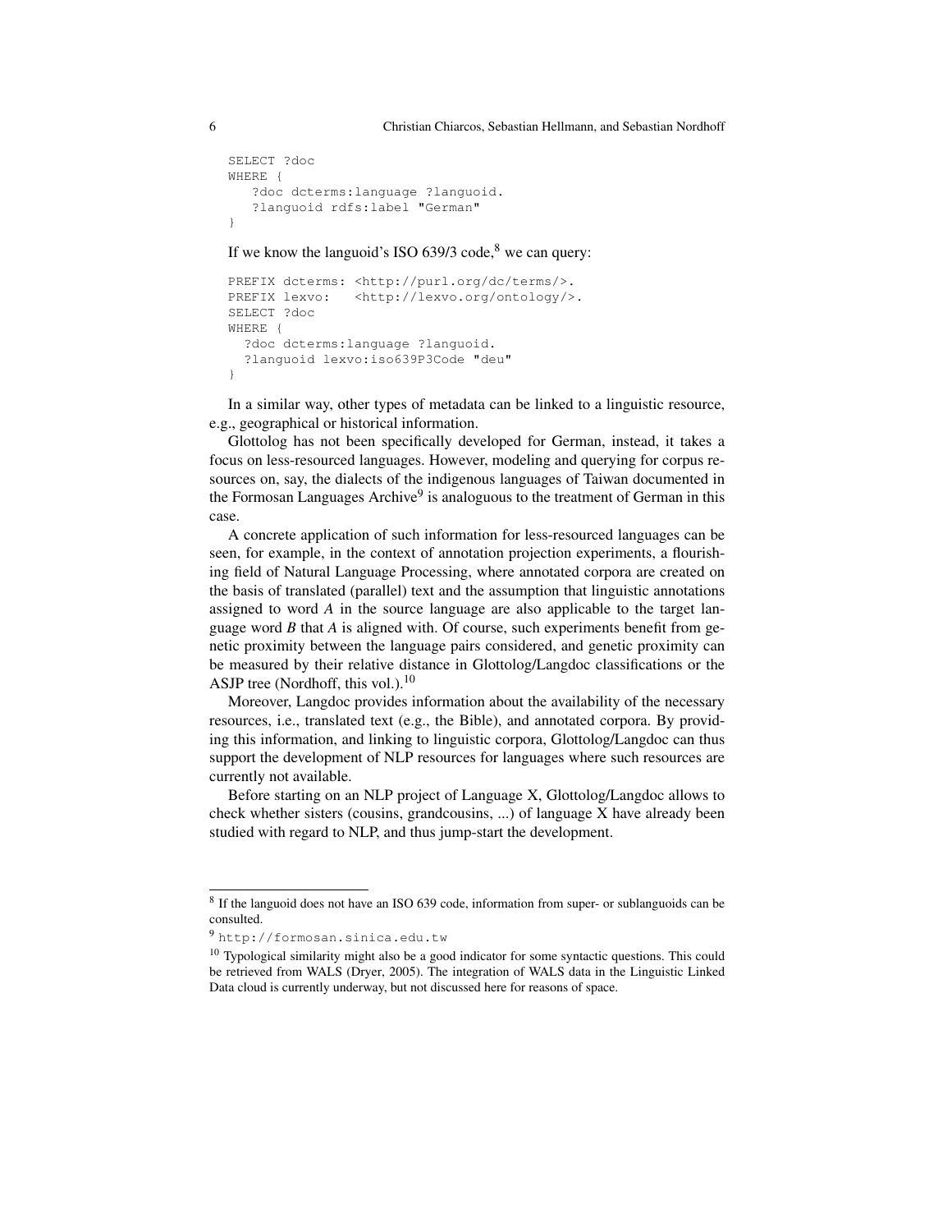```
SELECT ?doc
WHERE {
   ?doc dcterms:language ?languoid.
   ?languoid rdfs:label "German"
}
```

If we know the languoid's ISO 639/3 code,[8] we can query:

```
PREFIX dcterms: <http://purl.org/dc/terms/>.
PREFIX lexvo:   <http://lexvo.org/ontology/>.
SELECT ?doc
WHERE {
  ?doc dcterms:language ?languoid.
  ?languoid lexvo:iso639P3Code "deu"
}
```

In a similar way, other types of metadata can be linked to a linguistic resource, e.g., geographical or historical information.

Glottolog has not been specifically developed for German, instead, it takes a focus on less-resourced languages. However, modeling and querying for corpus resources on, say, the dialects of the indigenous languages of Taiwan documented in the Formosan Languages Archive[9] is analoguous to the treatment of German in this case.

A concrete application of such information for less-resourced languages can be seen, for example, in the context of annotation projection experiments, a flourishing field of Natural Language Processing, where annotated corpora are created on the basis of translated (parallel) text and the assumption that linguistic annotations assigned to word *A* in the source language are also applicable to the target language word *B* that *A* is aligned with. Of course, such experiments benefit from genetic proximity between the language pairs considered, and genetic proximity can be measured by their relative distance in Glottolog/Langdoc classifications or the ASJP tree (Nordhoff, this vol.).[10]

Moreover, Langdoc provides information about the availability of the necessary resources, i.e., translated text (e.g., the Bible), and annotated corpora. By providing this information, and linking to linguistic corpora, Glottolog/Langdoc can thus support the development of NLP resources for languages where such resources are currently not available.

Before starting on an NLP project of Language X, Glottolog/Langdoc allows to check whether sisters (cousins, grandcousins, ...) of language X have already been studied with regard to NLP, and thus jump-start the development.

---

[8] If the languoid does not have an ISO 639 code, information from super- or sublanguoids can be consulted.

[9] `http://formosan.sinica.edu.tw`

[10] Typological similarity might also be a good indicator for some syntactic questions. This could be retrieved from WALS (Dryer, 2005). The integration of WALS data in the Linguistic Linked Data cloud is currently underway, but not discussed here for reasons of space.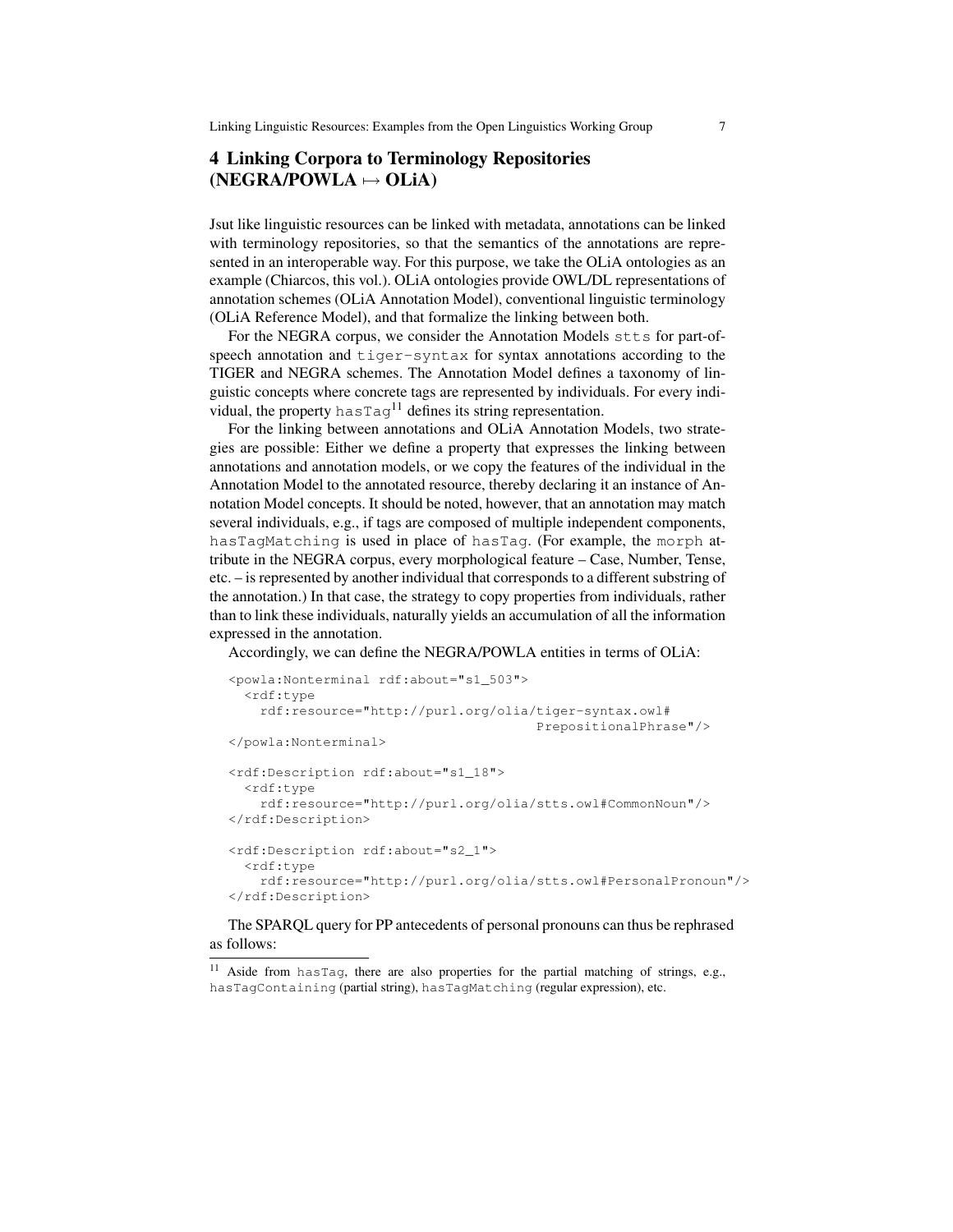## 4 Linking Corpora to Terminology Repositories (NEGRA/POWLA ↦ OLiA)

Jsut like linguistic resources can be linked with metadata, annotations can be linked with terminology repositories, so that the semantics of the annotations are represented in an interoperable way. For this purpose, we take the OLiA ontologies as an example (Chiarcos, this vol.). OLiA ontologies provide OWL/DL representations of annotation schemes (OLiA Annotation Model), conventional linguistic terminology (OLiA Reference Model), and that formalize the linking between both.

For the NEGRA corpus, we consider the Annotation Models `stts` for part-of-speech annotation and `tiger-syntax` for syntax annotations according to the TIGER and NEGRA schemes. The Annotation Model defines a taxonomy of linguistic concepts where concrete tags are represented by individuals. For every individual, the property `hasTag`[11] defines its string representation.

For the linking between annotations and OLiA Annotation Models, two strategies are possible: Either we define a property that expresses the linking between annotations and annotation models, or we copy the features of the individual in the Annotation Model to the annotated resource, thereby declaring it an instance of Annotation Model concepts. It should be noted, however, that an annotation may match several individuals, e.g., if tags are composed of multiple independent components, `hasTagMatching` is used in place of `hasTag`. (For example, the `morph` attribute in the NEGRA corpus, every morphological feature – Case, Number, Tense, etc. – is represented by another individual that corresponds to a different substring of the annotation.) In that case, the strategy to copy properties from individuals, rather than to link these individuals, naturally yields an accumulation of all the information expressed in the annotation.

Accordingly, we can define the NEGRA/POWLA entities in terms of OLiA:

```
<powla:Nonterminal rdf:about="s1_503">
  <rdf:type
    rdf:resource="http://purl.org/olia/tiger-syntax.owl#
                                         PrepositionalPhrase"/>
</powla:Nonterminal>

<rdf:Description rdf:about="s1_18">
  <rdf:type
    rdf:resource="http://purl.org/olia/stts.owl#CommonNoun"/>
</rdf:Description>

<rdf:Description rdf:about="s2_1">
  <rdf:type
    rdf:resource="http://purl.org/olia/stts.owl#PersonalPronoun"/>
</rdf:Description>
```

The SPARQL query for PP antecedents of personal pronouns can thus be rephrased as follows:

[11] Aside from `hasTag`, there are also properties for the partial matching of strings, e.g., `hasTagContaining` (partial string), `hasTagMatching` (regular expression), etc.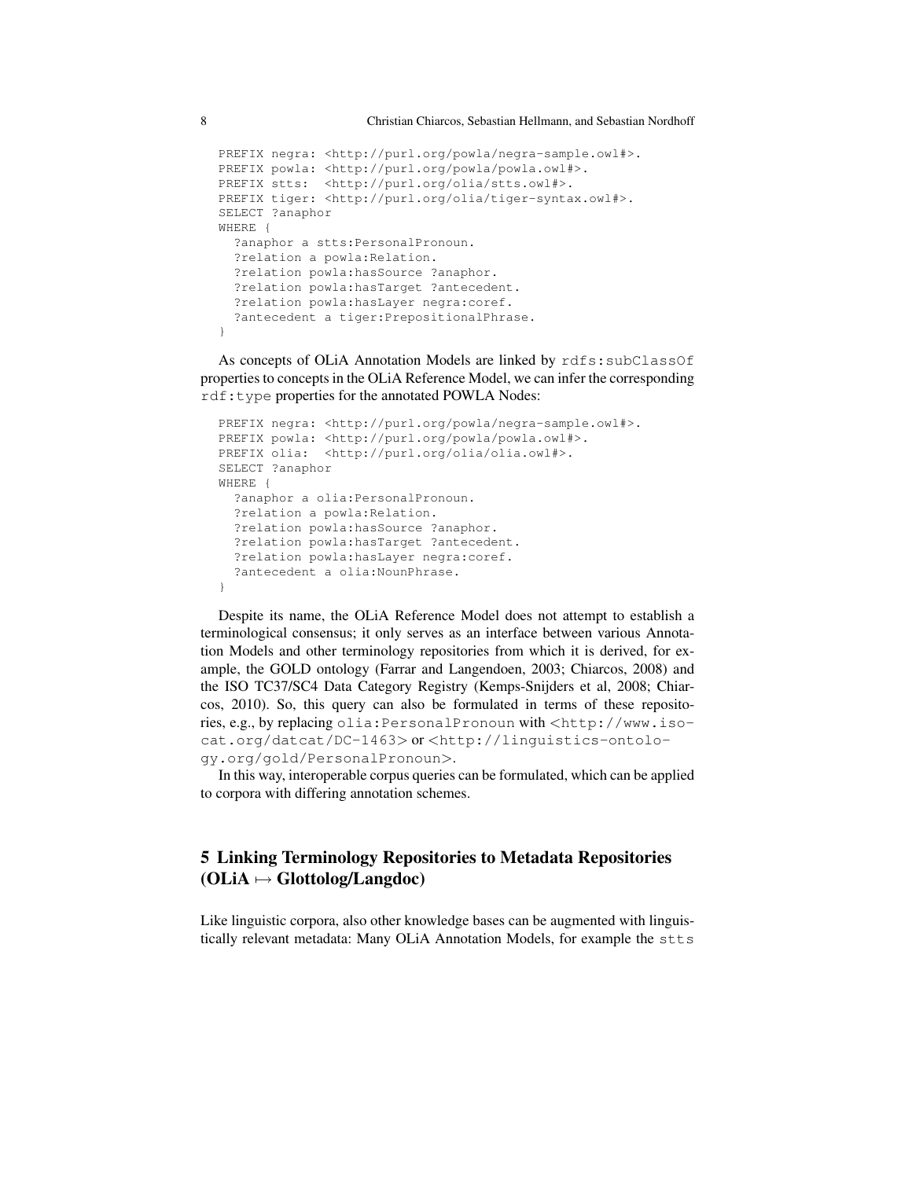```
PREFIX negra: <http://purl.org/powla/negra-sample.owl#>.
PREFIX powla: <http://purl.org/powla/powla.owl#>.
PREFIX stts:  <http://purl.org/olia/stts.owl#>.
PREFIX tiger: <http://purl.org/olia/tiger-syntax.owl#>.
SELECT ?anaphor
WHERE {
  ?anaphor a stts:PersonalPronoun.
  ?relation a powla:Relation.
  ?relation powla:hasSource ?anaphor.
  ?relation powla:hasTarget ?antecedent.
  ?relation powla:hasLayer negra:coref.
  ?antecedent a tiger:PrepositionalPhrase.
}
```

As concepts of OLiA Annotation Models are linked by `rdfs:subClassOf` properties to concepts in the OLiA Reference Model, we can infer the corresponding `rdf:type` properties for the annotated POWLA Nodes:

```
PREFIX negra: <http://purl.org/powla/negra-sample.owl#>.
PREFIX powla: <http://purl.org/powla/powla.owl#>.
PREFIX olia:  <http://purl.org/olia/olia.owl#>.
SELECT ?anaphor
WHERE {
  ?anaphor a olia:PersonalPronoun.
  ?relation a powla:Relation.
  ?relation powla:hasSource ?anaphor.
  ?relation powla:hasTarget ?antecedent.
  ?relation powla:hasLayer negra:coref.
  ?antecedent a olia:NounPhrase.
}
```

Despite its name, the OLiA Reference Model does not attempt to establish a terminological consensus; it only serves as an interface between various Annotation Models and other terminology repositories from which it is derived, for example, the GOLD ontology (Farrar and Langendoen, 2003; Chiarcos, 2008) and the ISO TC37/SC4 Data Category Registry (Kemps-Snijders et al, 2008; Chiarcos, 2010). So, this query can also be formulated in terms of these repositories, e.g., by replacing `olia:PersonalPronoun` with `<http://www.isocat.org/datcat/DC-1463>` or `<http://linguistics-ontology.org/gold/PersonalPronoun>`.

In this way, interoperable corpus queries can be formulated, which can be applied to corpora with differing annotation schemes.

## 5 Linking Terminology Repositories to Metadata Repositories (OLiA $\mapsto$ Glottolog/Langdoc)

Like linguistic corpora, also other knowledge bases can be augmented with linguistically relevant metadata: Many OLiA Annotation Models, for example the `stts`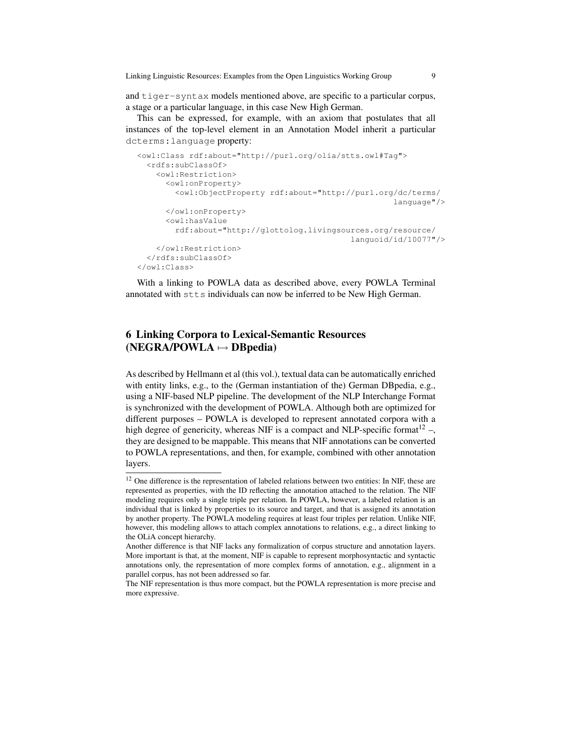and `tiger-syntax` models mentioned above, are specific to a particular corpus, a stage or a particular language, in this case New High German.

This can be expressed, for example, with an axiom that postulates that all instances of the top-level element in an Annotation Model inherit a particular `dcterms:language` property:

```
<owl:Class rdf:about="http://purl.org/olia/stts.owl#Tag">
  <rdfs:subClassOf>
    <owl:Restriction>
      <owl:onProperty>
        <owl:ObjectProperty rdf:about="http://purl.org/dc/terms/
                                                        language"/>
      </owl:onProperty>
      <owl:hasValue
        rdf:about="http://glottolog.livingsources.org/resource/
                                              languoid/id/10077"/>
    </owl:Restriction>
  </rdfs:subClassOf>
</owl:Class>
```

With a linking to POWLA data as described above, every POWLA Terminal annotated with `stts` individuals can now be inferred to be New High German.

## 6 Linking Corpora to Lexical-Semantic Resources (NEGRA/POWLA $\mapsto$ DBpedia)

As described by Hellmann et al (this vol.), textual data can be automatically enriched with entity links, e.g., to the (German instantiation of the) German DBpedia, e.g., using a NIF-based NLP pipeline. The development of the NLP Interchange Format is synchronized with the development of POWLA. Although both are optimized for different purposes – POWLA is developed to represent annotated corpora with a high degree of genericity, whereas NIF is a compact and NLP-specific format[12] –, they are designed to be mappable. This means that NIF annotations can be converted to POWLA representations, and then, for example, combined with other annotation layers.

[12] One difference is the representation of labeled relations between two entities: In NIF, these are represented as properties, with the ID reflecting the annotation attached to the relation. The NIF modeling requires only a single triple per relation. In POWLA, however, a labeled relation is an individual that is linked by properties to its source and target, and that is assigned its annotation by another property. The POWLA modeling requires at least four triples per relation. Unlike NIF, however, this modeling allows to attach complex annotations to relations, e.g., a direct linking to the OLiA concept hierarchy.
Another difference is that NIF lacks any formalization of corpus structure and annotation layers. More important is that, at the moment, NIF is capable to represent morphosyntactic and syntactic annotations only, the representation of more complex forms of annotation, e.g., alignment in a parallel corpus, has not been addressed so far.
The NIF representation is thus more compact, but the POWLA representation is more precise and more expressive.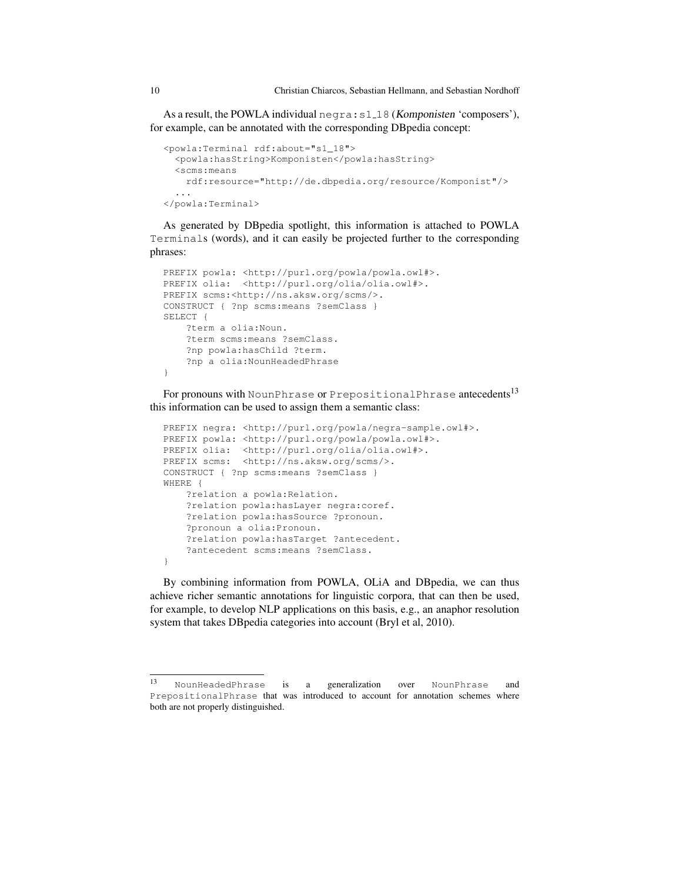As a result, the POWLA individual `negra:s1_18` (*Komponisten* 'composers'), for example, can be annotated with the corresponding DBpedia concept:

```
<powla:Terminal rdf:about="s1_18">
  <powla:hasString>Komponisten</powla:hasString>
  <scms:means
    rdf:resource="http://de.dbpedia.org/resource/Komponist"/>
  ...
</powla:Terminal>
```

As generated by DBpedia spotlight, this information is attached to POWLA `Terminal`s (words), and it can easily be projected further to the corresponding phrases:

```
PREFIX powla: <http://purl.org/powla/powla.owl#>.
PREFIX olia:  <http://purl.org/olia/olia.owl#>.
PREFIX scms:<http://ns.aksw.org/scms/>.
CONSTRUCT { ?np scms:means ?semClass }
SELECT {
    ?term a olia:Noun.
    ?term scms:means ?semClass.
    ?np powla:hasChild ?term.
    ?np a olia:NounHeadedPhrase
}
```

For pronouns with `NounPhrase` or `PrepositionalPhrase` antecedents[13] this information can be used to assign them a semantic class:

```
PREFIX negra: <http://purl.org/powla/negra-sample.owl#>.
PREFIX powla: <http://purl.org/powla/powla.owl#>.
PREFIX olia:  <http://purl.org/olia/olia.owl#>.
PREFIX scms:  <http://ns.aksw.org/scms/>.
CONSTRUCT { ?np scms:means ?semClass }
WHERE {
    ?relation a powla:Relation.
    ?relation powla:hasLayer negra:coref.
    ?relation powla:hasSource ?pronoun.
    ?pronoun a olia:Pronoun.
    ?relation powla:hasTarget ?antecedent.
    ?antecedent scms:means ?semClass.
}
```

By combining information from POWLA, OLiA and DBpedia, we can thus achieve richer semantic annotations for linguistic corpora, that can then be used, for example, to develop NLP applications on this basis, e.g., an anaphor resolution system that takes DBpedia categories into account (Bryl et al, 2010).

[13] `NounHeadedPhrase` is a generalization over `NounPhrase` and `PrepositionalPhrase` that was introduced to account for annotation schemes where both are not properly distinguished.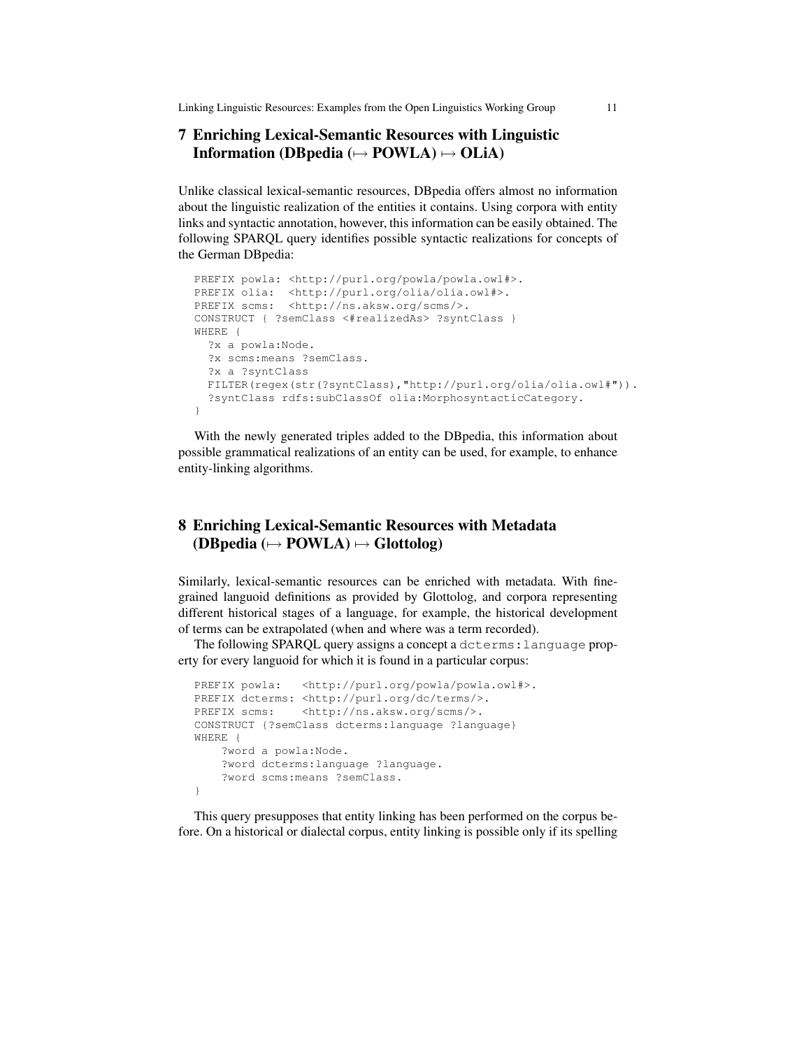## 7 Enriching Lexical-Semantic Resources with Linguistic Information (DBpedia ($\mapsto$ POWLA) $\mapsto$ OLiA)

Unlike classical lexical-semantic resources, DBpedia offers almost no information about the linguistic realization of the entities it contains. Using corpora with entity links and syntactic annotation, however, this information can be easily obtained. The following SPARQL query identifies possible syntactic realizations for concepts of the German DBpedia:

```
PREFIX powla: <http://purl.org/powla/powla.owl#>.
PREFIX olia:  <http://purl.org/olia/olia.owl#>.
PREFIX scms:  <http://ns.aksw.org/scms/>.
CONSTRUCT { ?semClass <#realizedAs> ?syntClass }
WHERE {
  ?x a powla:Node.
  ?x scms:means ?semClass.
  ?x a ?syntClass
  FILTER(regex(str(?syntClass),"http://purl.org/olia/olia.owl#")).
  ?syntClass rdfs:subClassOf olia:MorphosyntacticCategory.
}
```

With the newly generated triples added to the DBpedia, this information about possible grammatical realizations of an entity can be used, for example, to enhance entity-linking algorithms.

## 8 Enriching Lexical-Semantic Resources with Metadata (DBpedia ($\mapsto$ POWLA) $\mapsto$ Glottolog)

Similarly, lexical-semantic resources can be enriched with metadata. With fine-grained languoid definitions as provided by Glottolog, and corpora representing different historical stages of a language, for example, the historical development of terms can be extrapolated (when and where was a term recorded).

The following SPARQL query assigns a concept a `dcterms:language` property for every languoid for which it is found in a particular corpus:

```
PREFIX powla:   <http://purl.org/powla/powla.owl#>.
PREFIX dcterms: <http://purl.org/dc/terms/>.
PREFIX scms:    <http://ns.aksw.org/scms/>.
CONSTRUCT {?semClass dcterms:language ?language}
WHERE {
    ?word a powla:Node.
    ?word dcterms:language ?language.
    ?word scms:means ?semClass.
}
```

This query presupposes that entity linking has been performed on the corpus before. On a historical or dialectal corpus, entity linking is possible only if its spelling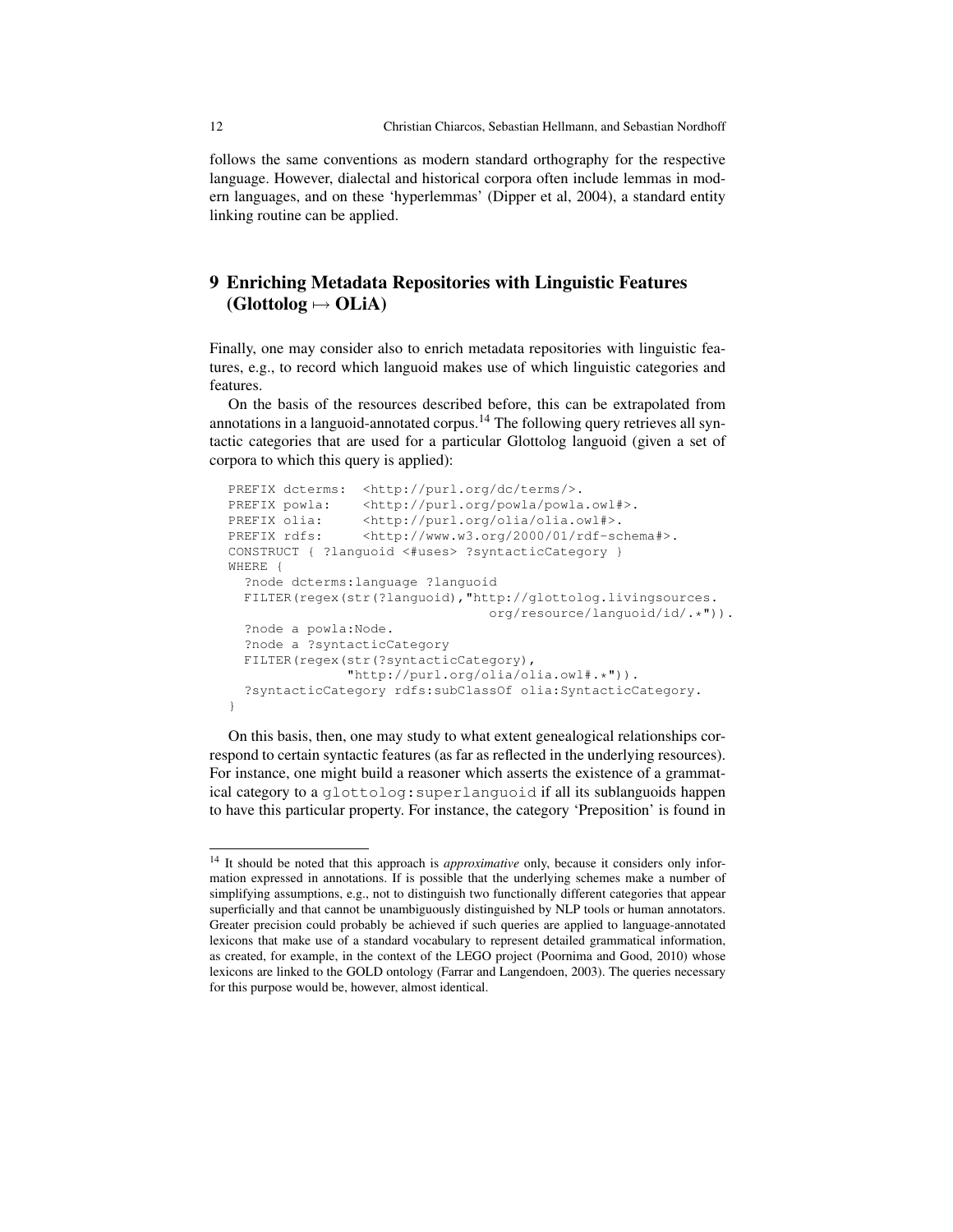follows the same conventions as modern standard orthography for the respective language. However, dialectal and historical corpora often include lemmas in modern languages, and on these 'hyperlemmas' (Dipper et al, 2004), a standard entity linking routine can be applied.

## 9 Enriching Metadata Repositories with Linguistic Features (Glottolog $\mapsto$ OLiA)

Finally, one may consider also to enrich metadata repositories with linguistic features, e.g., to record which languoid makes use of which linguistic categories and features.

On the basis of the resources described before, this can be extrapolated from annotations in a languoid-annotated corpus.[14] The following query retrieves all syntactic categories that are used for a particular Glottolog languoid (given a set of corpora to which this query is applied):

```
PREFIX dcterms:  <http://purl.org/dc/terms/>.
PREFIX powla:    <http://purl.org/powla/powla.owl#>.
PREFIX olia:     <http://purl.org/olia/olia.owl#>.
PREFIX rdfs:     <http://www.w3.org/2000/01/rdf-schema#>.
CONSTRUCT { ?languoid <#uses> ?syntacticCategory }
WHERE {
  ?node dcterms:language ?languoid
  FILTER(regex(str(?languoid),"http://glottolog.livingsources.
                               org/resource/languoid/id/.*")).
  ?node a powla:Node.
  ?node a ?syntacticCategory
  FILTER(regex(str(?syntacticCategory),
             "http://purl.org/olia/olia.owl#.*")).
  ?syntacticCategory rdfs:subClassOf olia:SyntacticCategory.
}
```

On this basis, then, one may study to what extent genealogical relationships correspond to certain syntactic features (as far as reflected in the underlying resources). For instance, one might build a reasoner which asserts the existence of a grammatical category to a `glottolog:superlanguoid` if all its sublanguoids happen to have this particular property. For instance, the category 'Preposition' is found in

[14] It should be noted that this approach is *approximative* only, because it considers only information expressed in annotations. If is possible that the underlying schemes make a number of simplifying assumptions, e.g., not to distinguish two functionally different categories that appear superficially and that cannot be unambiguously distinguished by NLP tools or human annotators. Greater precision could probably be achieved if such queries are applied to language-annotated lexicons that make use of a standard vocabulary to represent detailed grammatical information, as created, for example, in the context of the LEGO project (Poornima and Good, 2010) whose lexicons are linked to the GOLD ontology (Farrar and Langendoen, 2003). The queries necessary for this purpose would be, however, almost identical.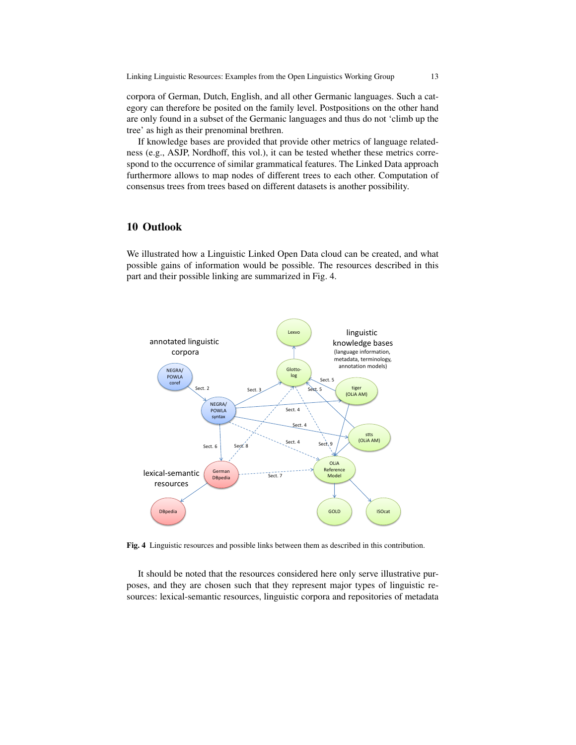corpora of German, Dutch, English, and all other Germanic languages. Such a category can therefore be posited on the family level. Postpositions on the other hand are only found in a subset of the Germanic languages and thus do not 'climb up the tree' as high as their prenominal brethren.

If knowledge bases are provided that provide other metrics of language relatedness (e.g., ASJP, Nordhoff, this vol.), it can be tested whether these metrics correspond to the occurrence of similar grammatical features. The Linked Data approach furthermore allows to map nodes of different trees to each other. Computation of consensus trees from trees based on different datasets is another possibility.

## 10 Outlook

We illustrated how a Linguistic Linked Open Data cloud can be created, and what possible gains of information would be possible. The resources described in this part and their possible linking are summarized in Fig. 4.

**Fig. 4** Linguistic resources and possible links between them as described in this contribution.

It should be noted that the resources considered here only serve illustrative purposes, and they are chosen such that they represent major types of linguistic resources: lexical-semantic resources, linguistic corpora and repositories of metadata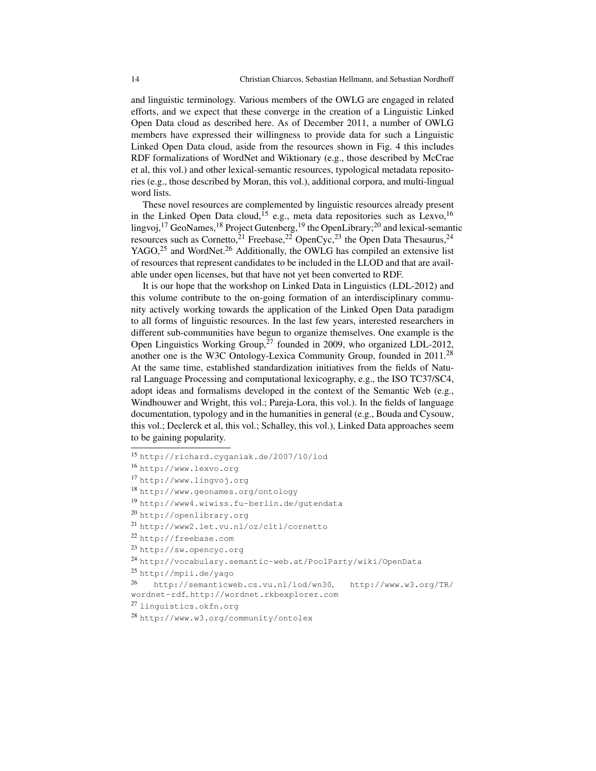and linguistic terminology. Various members of the OWLG are engaged in related efforts, and we expect that these converge in the creation of a Linguistic Linked Open Data cloud as described here. As of December 2011, a number of OWLG members have expressed their willingness to provide data for such a Linguistic Linked Open Data cloud, aside from the resources shown in Fig. 4 this includes RDF formalizations of WordNet and Wiktionary (e.g., those described by McCrae et al, this vol.) and other lexical-semantic resources, typological metadata repositories (e.g., those described by Moran, this vol.), additional corpora, and multi-lingual word lists.

These novel resources are complemented by linguistic resources already present in the Linked Open Data cloud,[15] e.g., meta data repositories such as Lexvo,[16] lingvoj,[17] GeoNames,[18] Project Gutenberg,[19] the OpenLibrary;[20] and lexical-semantic resources such as Cornetto,[21] Freebase,[22] OpenCyc,[23] the Open Data Thesaurus,[24] YAGO,[25] and WordNet.[26] Additionally, the OWLG has compiled an extensive list of resources that represent candidates to be included in the LLOD and that are available under open licenses, but that have not yet been converted to RDF.

It is our hope that the workshop on Linked Data in Linguistics (LDL-2012) and this volume contribute to the on-going formation of an interdisciplinary community actively working towards the application of the Linked Open Data paradigm to all forms of linguistic resources. In the last few years, interested researchers in different sub-communities have begun to organize themselves. One example is the Open Linguistics Working Group,[27] founded in 2009, who organized LDL-2012, another one is the W3C Ontology-Lexica Community Group, founded in 2011.[28] At the same time, established standardization initiatives from the fields of Natural Language Processing and computational lexicography, e.g., the ISO TC37/SC4, adopt ideas and formalisms developed in the context of the Semantic Web (e.g., Windhouwer and Wright, this vol.; Pareja-Lora, this vol.). In the fields of language documentation, typology and in the humanities in general (e.g., Bouda and Cysouw, this vol.; Declerck et al, this vol.; Schalley, this vol.), Linked Data approaches seem to be gaining popularity.

---

[15] http://richard.cyganiak.de/2007/10/lod

[16] http://www.lexvo.org

[17] http://www.lingvoj.org

[18] http://www.geonames.org/ontology

[19] http://www4.wiwiss.fu-berlin.de/gutendata

[20] http://openlibrary.org

[21] http://www2.let.vu.nl/oz/cltl/cornetto

[22] http://freebase.com

[23] http://sw.opencyc.org

[24] http://vocabulary.semantic-web.at/PoolParty/wiki/OpenData

[25] http://mpii.de/yago

[26] http://semanticweb.cs.vu.nl/lod/wn30, http://www.w3.org/TR/wordnet-rdf, http://wordnet.rkbexplorer.com

[27] linguistics.okfn.org

[28] http://www.w3.org/community/ontolex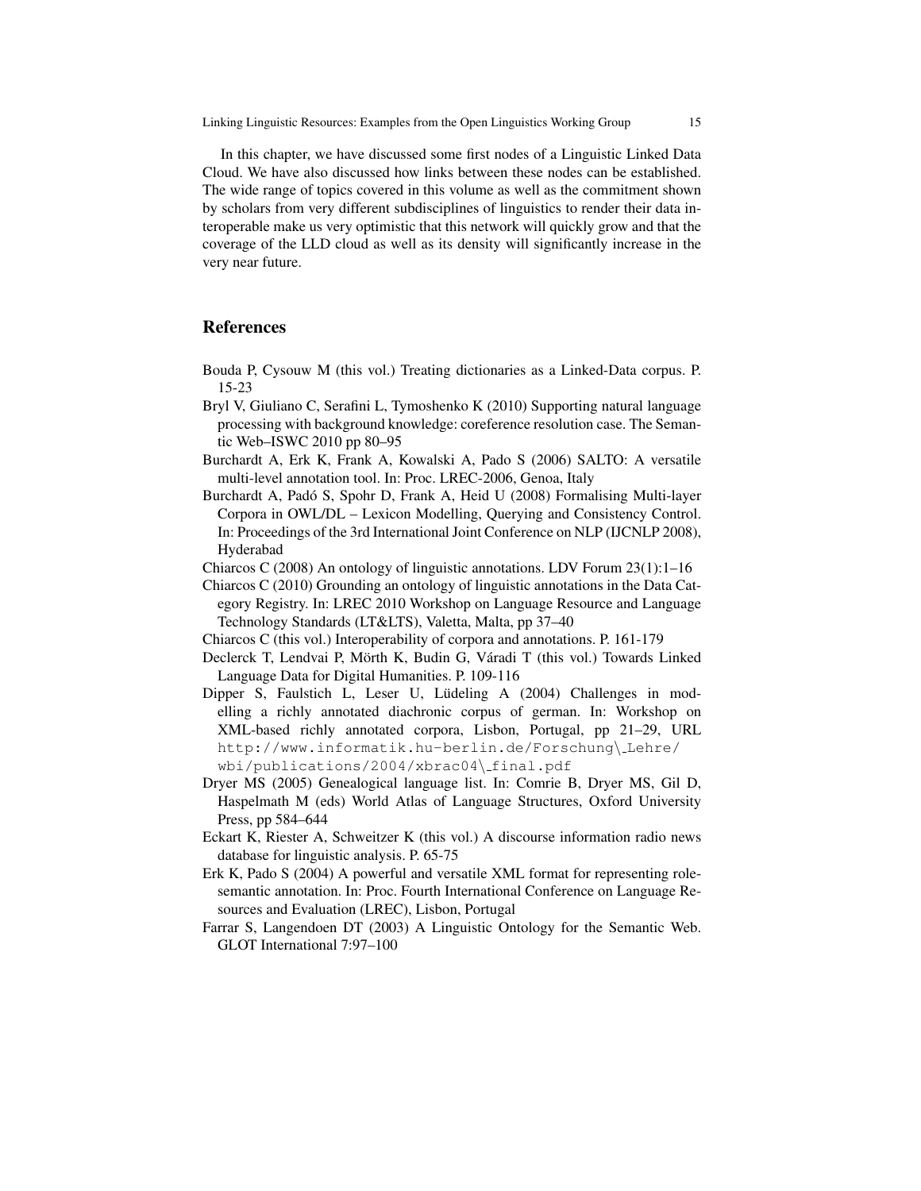In this chapter, we have discussed some first nodes of a Linguistic Linked Data Cloud. We have also discussed how links between these nodes can be established. The wide range of topics covered in this volume as well as the commitment shown by scholars from very different subdisciplines of linguistics to render their data interoperable make us very optimistic that this network will quickly grow and that the coverage of the LLD cloud as well as its density will significantly increase in the very near future.

## References

Bouda P, Cysouw M (this vol.) Treating dictionaries as a Linked-Data corpus. P. 15-23

Bryl V, Giuliano C, Serafini L, Tymoshenko K (2010) Supporting natural language processing with background knowledge: coreference resolution case. The Semantic Web–ISWC 2010 pp 80–95

Burchardt A, Erk K, Frank A, Kowalski A, Pado S (2006) SALTO: A versatile multi-level annotation tool. In: Proc. LREC-2006, Genoa, Italy

Burchardt A, Padó S, Spohr D, Frank A, Heid U (2008) Formalising Multi-layer Corpora in OWL/DL – Lexicon Modelling, Querying and Consistency Control. In: Proceedings of the 3rd International Joint Conference on NLP (IJCNLP 2008), Hyderabad

Chiarcos C (2008) An ontology of linguistic annotations. LDV Forum 23(1):1–16

Chiarcos C (2010) Grounding an ontology of linguistic annotations in the Data Category Registry. In: LREC 2010 Workshop on Language Resource and Language Technology Standards (LT&LTS), Valetta, Malta, pp 37–40

Chiarcos C (this vol.) Interoperability of corpora and annotations. P. 161-179

Declerck T, Lendvai P, Mörth K, Budin G, Váradi T (this vol.) Towards Linked Language Data for Digital Humanities. P. 109-116

Dipper S, Faulstich L, Leser U, Lüdeling A (2004) Challenges in modelling a richly annotated diachronic corpus of german. In: Workshop on XML-based richly annotated corpora, Lisbon, Portugal, pp 21–29, URL http://www.informatik.hu-berlin.de/Forschung\_Lehre/wbi/publications/2004/xbrac04\_final.pdf

Dryer MS (2005) Genealogical language list. In: Comrie B, Dryer MS, Gil D, Haspelmath M (eds) World Atlas of Language Structures, Oxford University Press, pp 584–644

Eckart K, Riester A, Schweitzer K (this vol.) A discourse information radio news database for linguistic analysis. P. 65-75

Erk K, Pado S (2004) A powerful and versatile XML format for representing role-semantic annotation. In: Proc. Fourth International Conference on Language Resources and Evaluation (LREC), Lisbon, Portugal

Farrar S, Langendoen DT (2003) A Linguistic Ontology for the Semantic Web. GLOT International 7:97–100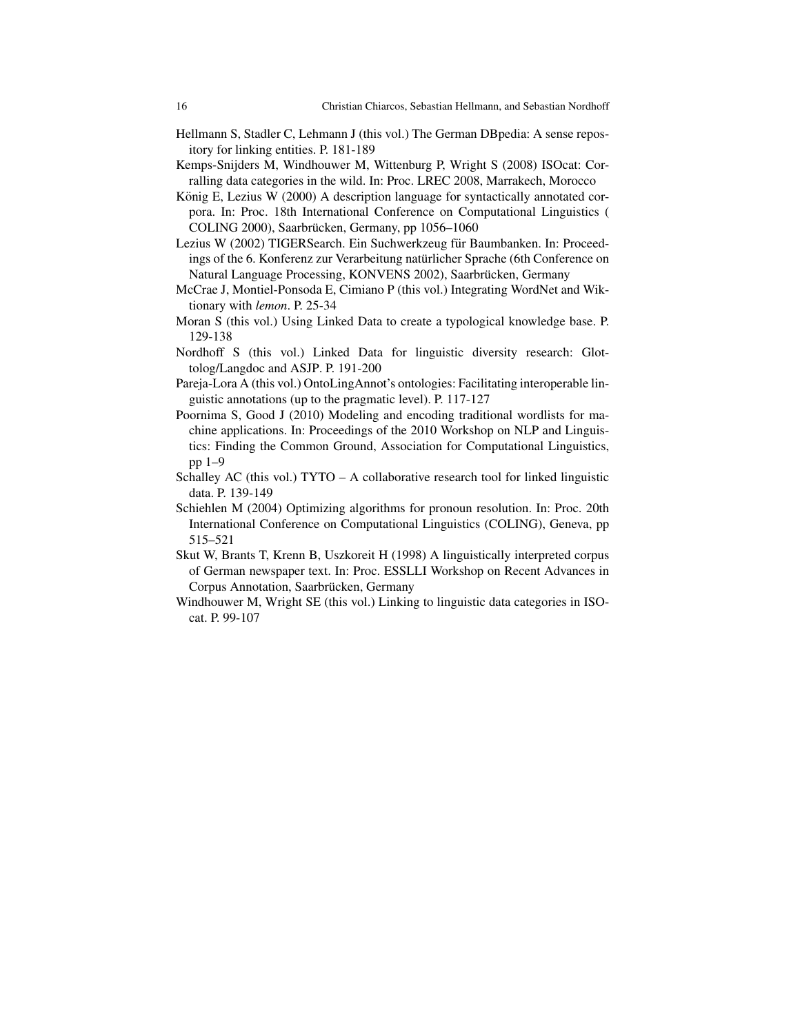Hellmann S, Stadler C, Lehmann J (this vol.) The German DBpedia: A sense repository for linking entities. P. 181-189

Kemps-Snijders M, Windhouwer M, Wittenburg P, Wright S (2008) ISOcat: Corralling data categories in the wild. In: Proc. LREC 2008, Marrakech, Morocco

König E, Lezius W (2000) A description language for syntactically annotated corpora. In: Proc. 18th International Conference on Computational Linguistics ( COLING 2000), Saarbrücken, Germany, pp 1056–1060

Lezius W (2002) TIGERSearch. Ein Suchwerkzeug für Baumbanken. In: Proceedings of the 6. Konferenz zur Verarbeitung natürlicher Sprache (6th Conference on Natural Language Processing, KONVENS 2002), Saarbrücken, Germany

McCrae J, Montiel-Ponsoda E, Cimiano P (this vol.) Integrating WordNet and Wiktionary with *lemon*. P. 25-34

Moran S (this vol.) Using Linked Data to create a typological knowledge base. P. 129-138

Nordhoff S (this vol.) Linked Data for linguistic diversity research: Glottolog/Langdoc and ASJP. P. 191-200

Pareja-Lora A (this vol.) OntoLingAnnot's ontologies: Facilitating interoperable linguistic annotations (up to the pragmatic level). P. 117-127

Poornima S, Good J (2010) Modeling and encoding traditional wordlists for machine applications. In: Proceedings of the 2010 Workshop on NLP and Linguistics: Finding the Common Ground, Association for Computational Linguistics, pp 1–9

Schalley AC (this vol.) TYTO – A collaborative research tool for linked linguistic data. P. 139-149

Schiehlen M (2004) Optimizing algorithms for pronoun resolution. In: Proc. 20th International Conference on Computational Linguistics (COLING), Geneva, pp 515–521

Skut W, Brants T, Krenn B, Uszkoreit H (1998) A linguistically interpreted corpus of German newspaper text. In: Proc. ESSLLI Workshop on Recent Advances in Corpus Annotation, Saarbrücken, Germany

Windhouwer M, Wright SE (this vol.) Linking to linguistic data categories in ISOcat. P. 99-107